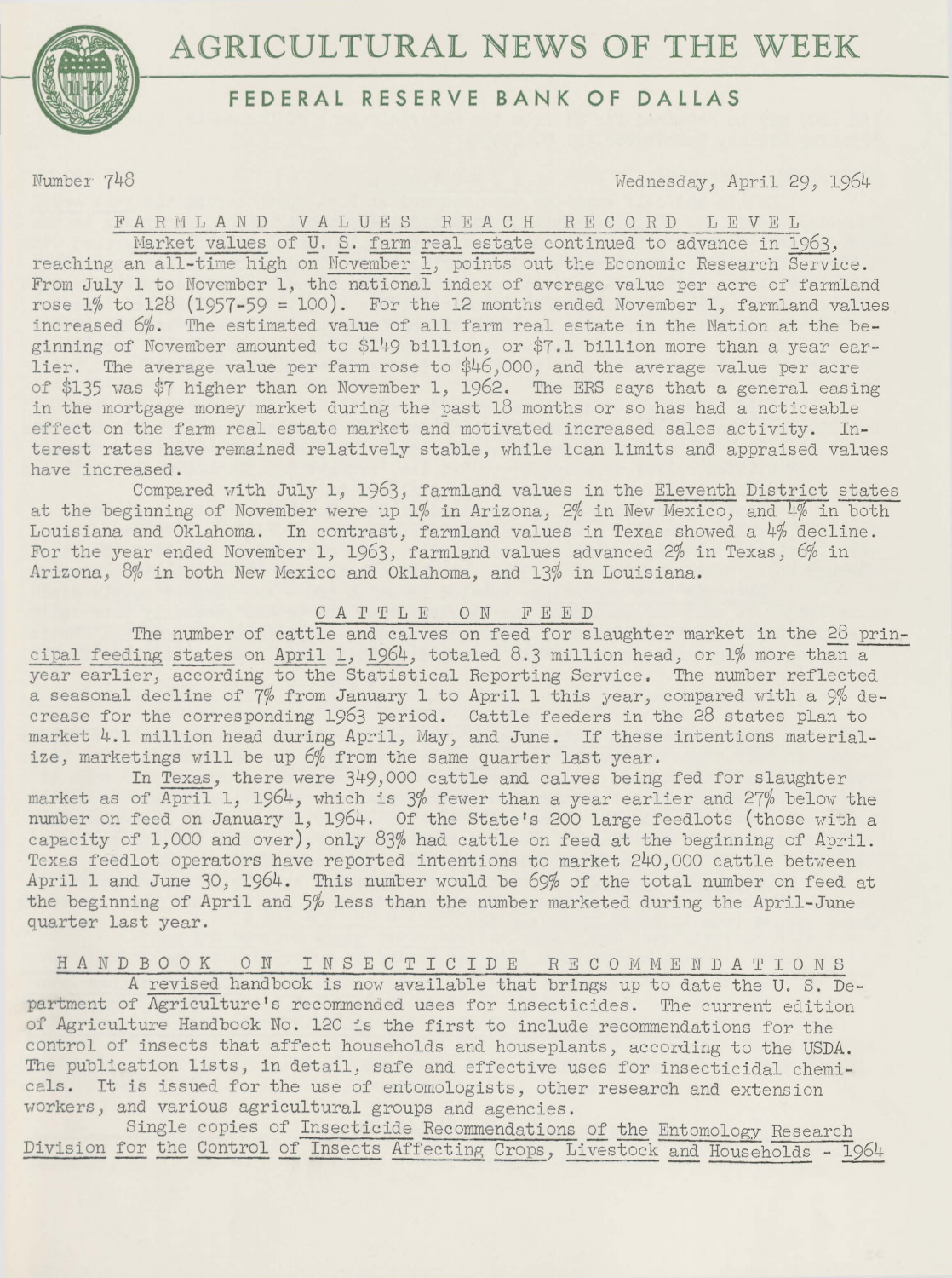# AGRICULTURAL NEWS OF THE WEEK

## FEDERAL RESERVE BANK OF DALLAS

Number 748 — Wednesday, April 29, 1964

### FARMLAND VALUES REACH RECORD LEVEL

Market values of U. S. farm real estate continued to advance in 1963, reaching an all-time high on November 1, points out the Economic Research Service. From July 1 to November 1, the national index of average value per acre of farmland rose 1% to 128 (1957-59 = 100). For the 12 months ended November 1, farmland values increased 6%. The estimated value of all farm real estate in the Nation at the beginning of November amounted to $149 billion, or $7.1 billion more than a year earlier. The average value per farm rose to $46,000, and the average value per acre of $135 was $7 higher than on November 1, 1962. The ERS says that a general easing in the mortgage money market during the past 18 months or so has had a noticeable effect on the farm real estate market and motivated increased sales activity. Interest rates have remained relatively stable, while loan limits and appraised values have increased.

Compared with July 1, 1963, farmland values in the Eleventh District states at the beginning of November were up 1% in Arizona, 2% in New Mexico, and 4% in both Louisiana and Oklahoma. In contrast, farmland values in Texas showed a 4% decline. For the year ended November 1, 1963, farmland values advanced 2% in Texas, 6% in Arizona, 8% in both New Mexico and Oklahoma, and 13% in Louisiana.

### CATTLE ON FEED

The number of cattle and calves on feed for slaughter market in the 28 principal feeding states on April 1, 1964, totaled 8.3 million head, or 1% more than a year earlier, according to the Statistical Reporting Service. The number reflected a seasonal decline of 7% from January 1 to April 1 this year, compared with a 9% decrease for the corresponding 1963 period. Cattle feeders in the 28 states plan to market 4.1 million head during April, May, and June. If these intentions materialize, marketings will be up 6% from the same quarter last year.

In Texas, there were 349,000 cattle and calves being fed for slaughter market as of April 1, 1964, which is 3% fewer than a year earlier and 27% below the number on feed on January 1, 1964. Of the State's 200 large feedlots (those with a capacity of 1,000 and over), only 83% had cattle on feed at the beginning of April. Texas feedlot operators have reported intentions to market 240,000 cattle between April 1 and June 30, 1964. This number would be 69% of the total number on feed at the beginning of April and 5% less than the number marketed during the April-June quarter last year.

### HANDBOOK ON INSECTICIDE RECOMMENDATIONS

A revised handbook is now available that brings up to date the U. S. Department of Agriculture's recommended uses for insecticides. The current edition of Agriculture Handbook No. 120 is the first to include recommendations for the control of insects that affect households and houseplants, according to the USDA. The publication lists, in detail, safe and effective uses for insecticidal chemicals. It is issued for the use of entomologists, other research and extension workers, and various agricultural groups and agencies.

Single copies of Insecticide Recommendations of the Entomology Research Division for the Control of Insects Affecting Crops, Livestock and Households - 1964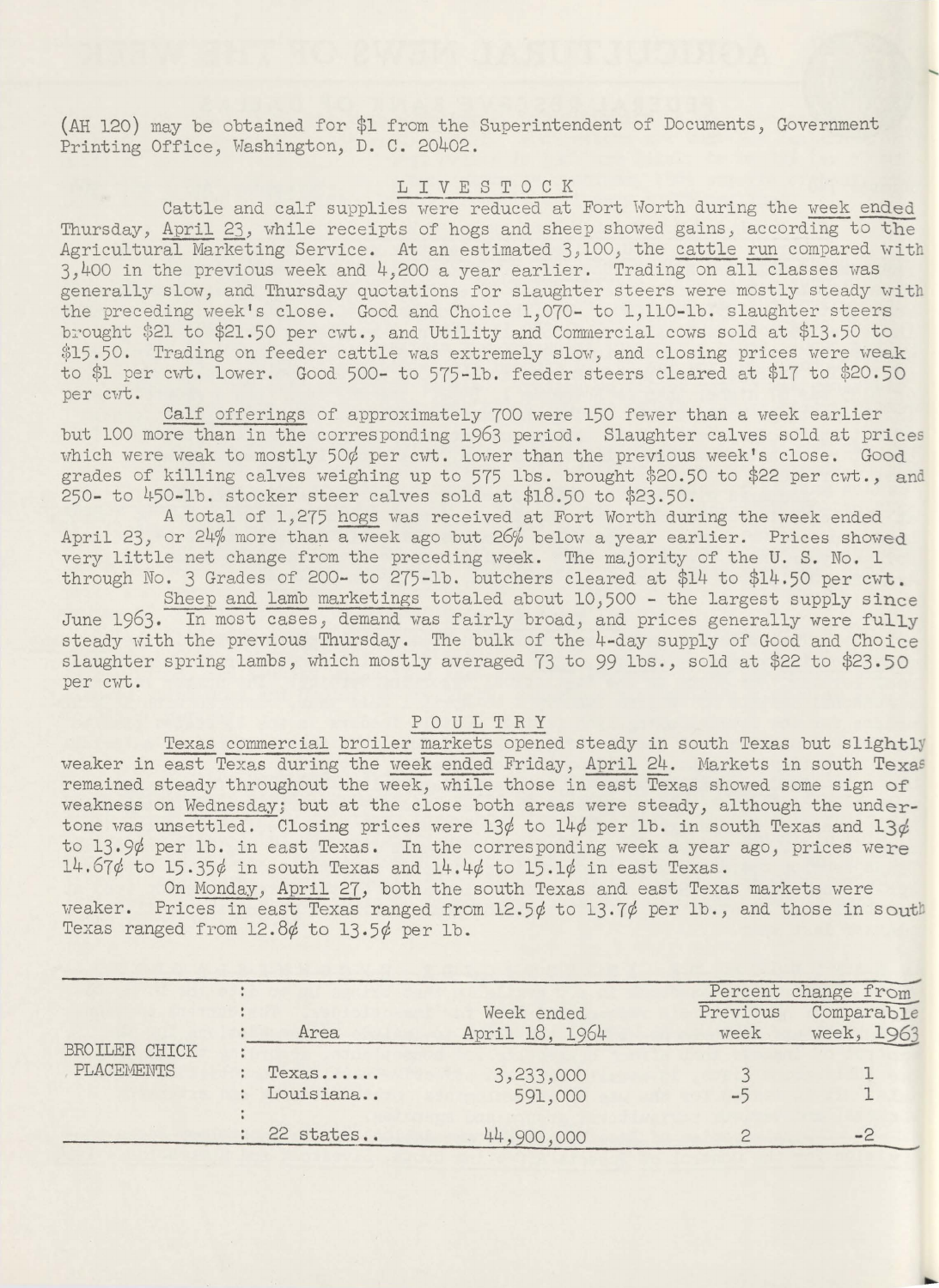(AH 120) may be obtained for $1 from the Superintendent of Documents, Government Printing Office, Washington, D. C. 20402.

## LIVESTOCK

Cattle and calf supplies were reduced at Fort Worth during the week ended Thursday, April 23, while receipts of hogs and sheep showed gains, according to the Agricultural Marketing Service. At an estimated 3,100, the cattle run compared with 3,400 in the previous week and 4,200 a year earlier. Trading on all classes was generally slow, and Thursday quotations for slaughter steers were mostly steady with the preceding week's close. Good and Choice 1,070- to 1,110-lb. slaughter steers brought $21 to $21.50 per cwt., and Utility and Commercial cows sold at $13.50 to $15.50. Trading on feeder cattle was extremely slow, and closing prices were weak to $1 per cwt. lower. Good 500- to 575-lb. feeder steers cleared at $17 to $20.50 per cwt.

Calf offerings of approximately 700 were 150 fewer than a week earlier but 100 more than in the corresponding 1963 period. Slaughter calves sold at prices which were weak to mostly 50¢ per cwt. lower than the previous week's close. Good grades of killing calves weighing up to 575 lbs. brought $20.50 to $22 per cwt., and 250- to 450-lb. stocker steer calves sold at $18.50 to $23.50.

A total of 1,275 hogs was received at Fort Worth during the week ended April 23, or 24% more than a week ago but 26% below a year earlier. Prices showed very little net change from the preceding week. The majority of the U. S. No. 1 through No. 3 Grades of 200- to 275-lb. butchers cleared at $14 to $14.50 per cwt.

Sheep and lamb marketings totaled about 10,500 - the largest supply since June 1963. In most cases, demand was fairly broad, and prices generally were fully steady with the previous Thursday. The bulk of the 4-day supply of Good and Choice slaughter spring lambs, which mostly averaged 73 to 99 lbs., sold at $22 to $23.50 per cwt.

## POULTRY

Texas commercial broiler markets opened steady in south Texas but slightly weaker in east Texas during the week ended Friday, April 24. Markets in south Texas remained steady throughout the week, while those in east Texas showed some sign of weakness on Wednesday; but at the close both areas were steady, although the undertone was unsettled. Closing prices were 13¢ to 14¢ per lb. in south Texas and 13¢ to 13.9¢ per lb. in east Texas. In the corresponding week a year ago, prices were 14.67¢ to 15.35¢ in south Texas and 14.4¢ to 15.1¢ in east Texas.

On Monday, April 27, both the south Texas and east Texas markets were weaker. Prices in east Texas ranged from 12.5¢ to 13.7¢ per lb., and those in south Texas ranged from 12.8¢ to 13.5¢ per lb.

| | Area | Week ended April 18, 1964 | Percent change from | |
|---|---|---|---|---|
| | | | Previous week | Comparable week, 1963 |
| BROILER CHICK PLACEMENTS | Texas...... | 3,233,000 | 3 | 1 |
| | Louisiana.. | 591,000 | -5 | 1 |
| | 22 states.. | 44,900,000 | 2 | -2 |